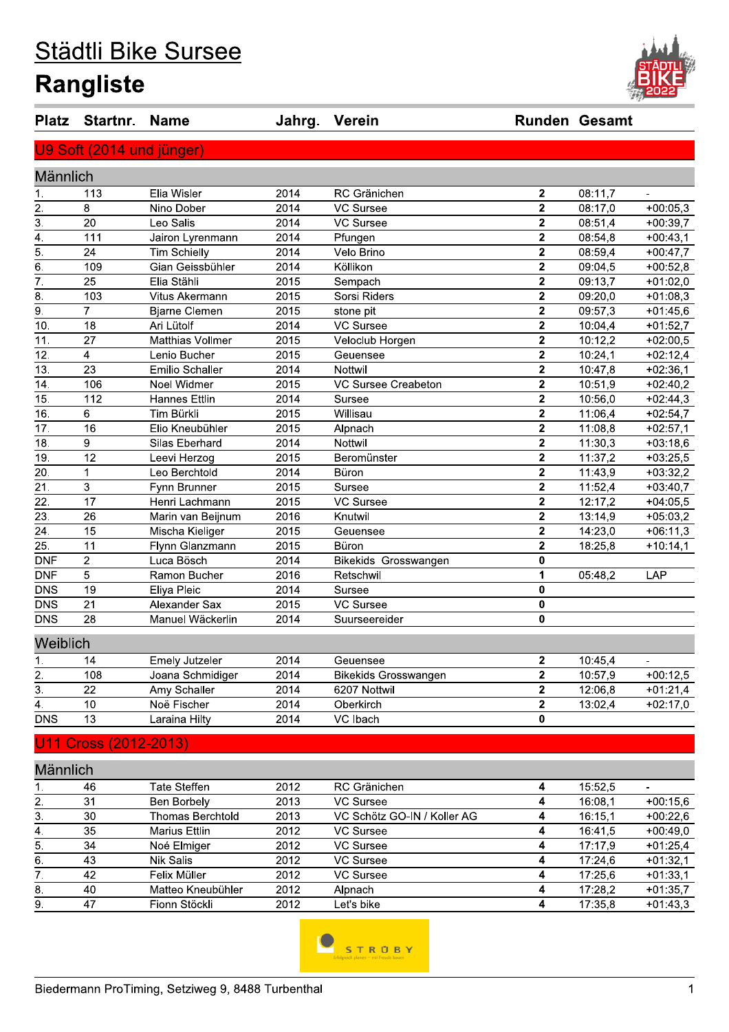# Städtli Bike Sursee

## Rangliste

| Platz | Startnr. | Name | Jahrg. | Verein | Runden | Gesamt | |
|---|---|---|---|---|---|---|---|
| **U9 Soft (2014 und jünger)** | | | | | | | |
| **Männlich** | | | | | | | |
| 1. | 113 | Elia Wisler | 2014 | RC Gränichen | 2 | 08:11,7 | - |
| 2. | 8 | Nino Dober | 2014 | VC Sursee | 2 | 08:17,0 | +00:05,3 |
| 3. | 20 | Leo Salis | 2014 | VC Sursee | 2 | 08:51,4 | +00:39,7 |
| 4. | 111 | Jairon Lyrenmann | 2014 | Pfungen | 2 | 08:54,8 | +00:43,1 |
| 5. | 24 | Tim Schielly | 2014 | Velo Brino | 2 | 08:59,4 | +00:47,7 |
| 6. | 109 | Gian Geissbühler | 2014 | Köllikon | 2 | 09:04,5 | +00:52,8 |
| 7. | 25 | Elia Stähli | 2015 | Sempach | 2 | 09:13,7 | +01:02,0 |
| 8. | 103 | Vitus Akermann | 2015 | Sorsi Riders | 2 | 09:20,0 | +01:08,3 |
| 9. | 7 | Bjarne Clemen | 2015 | stone pit | 2 | 09:57,3 | +01:45,6 |
| 10. | 18 | Ari Lütolf | 2014 | VC Sursee | 2 | 10:04,4 | +01:52,7 |
| 11. | 27 | Matthias Vollmer | 2015 | Veloclub Horgen | 2 | 10:12,2 | +02:00,5 |
| 12. | 4 | Lenio Bucher | 2015 | Geuensee | 2 | 10:24,1 | +02:12,4 |
| 13. | 23 | Emilio Schaller | 2014 | Nottwil | 2 | 10:47,8 | +02:36,1 |
| 14. | 106 | Noel Widmer | 2015 | VC Sursee Creabeton | 2 | 10:51,9 | +02:40,2 |
| 15. | 112 | Hannes Ettlin | 2014 | Sursee | 2 | 10:56,0 | +02:44,3 |
| 16. | 6 | Tim Bürkli | 2015 | Willisau | 2 | 11:06,4 | +02:54,7 |
| 17. | 16 | Elio Kneubühler | 2015 | Alpnach | 2 | 11:08,8 | +02:57,1 |
| 18. | 9 | Silas Eberhard | 2014 | Nottwil | 2 | 11:30,3 | +03:18,6 |
| 19. | 12 | Leevi Herzog | 2015 | Beromünster | 2 | 11:37,2 | +03:25,5 |
| 20. | 1 | Leo Berchtold | 2014 | Büron | 2 | 11:43,9 | +03:32,2 |
| 21. | 3 | Fynn Brunner | 2015 | Sursee | 2 | 11:52,4 | +03:40,7 |
| 22. | 17 | Henri Lachmann | 2015 | VC Sursee | 2 | 12:17,2 | +04:05,5 |
| 23. | 26 | Marin van Beijnum | 2016 | Knutwil | 2 | 13:14,9 | +05:03,2 |
| 24. | 15 | Mischa Kieliger | 2015 | Geuensee | 2 | 14:23,0 | +06:11,3 |
| 25. | 11 | Flynn Glanzmann | 2015 | Büron | 2 | 18:25,8 | +10:14,1 |
| DNF | 2 | Luca Bösch | 2014 | Bikekids Grosswangen | 0 | | |
| DNF | 5 | Ramon Bucher | 2016 | Retschwil | 1 | 05:48,2 | LAP |
| DNS | 19 | Eliya Pleic | 2014 | Sursee | 0 | | |
| DNS | 21 | Alexander Sax | 2015 | VC Sursee | 0 | | |
| DNS | 28 | Manuel Wäckerlin | 2014 | Suurseereider | 0 | | |
| **Weiblich** | | | | | | | |
| 1. | 14 | Emely Jutzeler | 2014 | Geuensee | 2 | 10:45,4 | - |
| 2. | 108 | Joana Schmidiger | 2014 | Bikekids Grosswangen | 2 | 10:57,9 | +00:12,5 |
| 3. | 22 | Amy Schaller | 2014 | 6207 Nottwil | 2 | 12:06,8 | +01:21,4 |
| 4. | 10 | Noë Fischer | 2014 | Oberkirch | 2 | 13:02,4 | +02:17,0 |
| DNS | 13 | Laraina Hilty | 2014 | VC Ibach | 0 | | |
| **U11 Cross (2012-2013)** | | | | | | | |
| **Männlich** | | | | | | | |
| 1. | 46 | Tate Steffen | 2012 | RC Gränichen | 4 | 15:52,5 | - |
| 2. | 31 | Ben Borbely | 2013 | VC Sursee | 4 | 16:08,1 | +00:15,6 |
| 3. | 30 | Thomas Berchtold | 2013 | VC Schötz GO-IN / Koller AG | 4 | 16:15,1 | +00:22,6 |
| 4. | 35 | Marius Ettlin | 2012 | VC Sursee | 4 | 16:41,5 | +00:49,0 |
| 5. | 34 | Noé Elmiger | 2012 | VC Sursee | 4 | 17:17,9 | +01:25,4 |
| 6. | 43 | Nik Salis | 2012 | VC Sursee | 4 | 17:24,6 | +01:32,1 |
| 7. | 42 | Felix Müller | 2012 | VC Sursee | 4 | 17:25,6 | +01:33,1 |
| 8. | 40 | Matteo Kneubühler | 2012 | Alpnach | 4 | 17:28,2 | +01:35,7 |
| 9. | 47 | Fionn Stöckli | 2012 | Let's bike | 4 | 17:35,8 | +01:43,3 |

Biedermann ProTiming, Setziweg 9, 8488 Turbenthal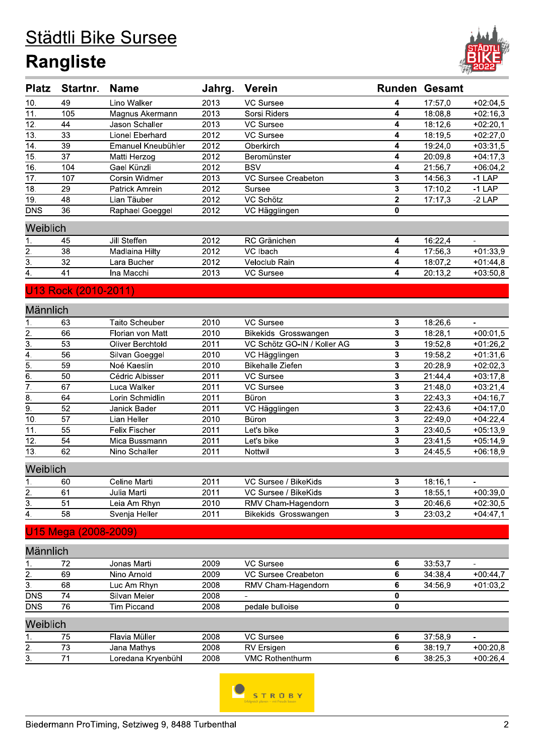# Städtli Bike Sursee

## Rangliste

| Platz | Startnr. | Name | Jahrg. | Verein | Runden | Gesamt | |
|---|---|---|---|---|---|---|---|
| 10. | 49 | Lino Walker | 2013 | VC Sursee | 4 | 17:57,0 | +02:04,5 |
| 11. | 105 | Magnus Akermann | 2013 | Sorsi Riders | 4 | 18:08,8 | +02:16,3 |
| 12. | 44 | Jason Schaller | 2013 | VC Sursee | 4 | 18:12,6 | +02:20,1 |
| 13. | 33 | Lionel Eberhard | 2012 | VC Sursee | 4 | 18:19,5 | +02:27,0 |
| 14. | 39 | Emanuel Kneubühler | 2012 | Oberkirch | 4 | 19:24,0 | +03:31,5 |
| 15. | 37 | Matti Herzog | 2012 | Beromünster | 4 | 20:09,8 | +04:17,3 |
| 16. | 104 | Gael Künzli | 2012 | BSV | 4 | 21:56,7 | +06:04,2 |
| 17. | 107 | Corsin Widmer | 2013 | VC Sursee Creabeton | 3 | 14:56,3 | -1 LAP |
| 18. | 29 | Patrick Amrein | 2012 | Sursee | 3 | 17:10,2 | -1 LAP |
| 19. | 48 | Lian Täuber | 2012 | VC Schötz | 2 | 17:17,3 | -2 LAP |
| DNS | 36 | Raphael Goeggel | 2012 | VC Hägglingen | 0 | | |

### Weiblich

| Platz | Startnr. | Name | Jahrg. | Verein | Runden | Gesamt | |
|---|---|---|---|---|---|---|---|
| 1. | 45 | Jill Steffen | 2012 | RC Gränichen | 4 | 16:22,4 | - |
| 2. | 38 | Madlaina Hilty | 2012 | VC Ibach | 4 | 17:56,3 | +01:33,9 |
| 3. | 32 | Lara Bucher | 2012 | Veloclub Rain | 4 | 18:07,2 | +01:44,8 |
| 4. | 41 | Ina Macchi | 2013 | VC Sursee | 4 | 20:13,2 | +03:50,8 |

## U13 Rock (2010-2011)

### Männlich

| Platz | Startnr. | Name | Jahrg. | Verein | Runden | Gesamt | |
|---|---|---|---|---|---|---|---|
| 1. | 63 | Taito Scheuber | 2010 | VC Sursee | 3 | 18:26,6 | - |
| 2. | 66 | Florian von Matt | 2010 | Bikekids Grosswangen | 3 | 18:28,1 | +00:01,5 |
| 3. | 53 | Oliver Berchtold | 2011 | VC Schötz GO-IN / Koller AG | 3 | 19:52,8 | +01:26,2 |
| 4. | 56 | Silvan Goeggel | 2010 | VC Hägglingen | 3 | 19:58,2 | +01:31,6 |
| 5. | 59 | Noé Kaeslin | 2010 | Bikehalle Ziefen | 3 | 20:28,9 | +02:02,3 |
| 6. | 50 | Cédric Albisser | 2011 | VC Sursee | 3 | 21:44,4 | +03:17,8 |
| 7. | 67 | Luca Walker | 2011 | VC Sursee | 3 | 21:48,0 | +03:21,4 |
| 8. | 64 | Lorin Schmidlin | 2011 | Büron | 3 | 22:43,3 | +04:16,7 |
| 9. | 52 | Janick Bader | 2011 | VC Hägglingen | 3 | 22:43,6 | +04:17,0 |
| 10. | 57 | Lian Heller | 2010 | Büron | 3 | 22:49,0 | +04:22,4 |
| 11. | 55 | Felix Fischer | 2011 | Let's bike | 3 | 23:40,5 | +05:13,9 |
| 12. | 54 | Mica Bussmann | 2011 | Let's bike | 3 | 23:41,5 | +05:14,9 |
| 13. | 62 | Nino Schaller | 2011 | Nottwil | 3 | 24:45,5 | +06:18,9 |

### Weiblich

| Platz | Startnr. | Name | Jahrg. | Verein | Runden | Gesamt | |
|---|---|---|---|---|---|---|---|
| 1. | 60 | Celine Marti | 2011 | VC Sursee / BikeKids | 3 | 18:16,1 | - |
| 2. | 61 | Julia Marti | 2011 | VC Sursee / BikeKids | 3 | 18:55,1 | +00:39,0 |
| 3. | 51 | Leia Am Rhyn | 2010 | RMV Cham-Hagendorn | 3 | 20:46,6 | +02:30,5 |
| 4. | 58 | Svenja Heller | 2011 | Bikekids Grosswangen | 3 | 23:03,2 | +04:47,1 |

## U15 Mega (2008-2009)

### Männlich

| Platz | Startnr. | Name | Jahrg. | Verein | Runden | Gesamt | |
|---|---|---|---|---|---|---|---|
| 1. | 72 | Jonas Marti | 2009 | VC Sursee | 6 | 33:53,7 | - |
| 2. | 69 | Nino Arnold | 2009 | VC Sursee Creabeton | 6 | 34:38,4 | +00:44,7 |
| 3. | 68 | Luc Am Rhyn | 2008 | RMV Cham-Hagendorn | 6 | 34:56,9 | +01:03,2 |
| DNS | 74 | Silvan Meier | 2008 | - | 0 | | |
| DNS | 76 | Tim Piccand | 2008 | pedale bulloise | 0 | | |

### Weiblich

| Platz | Startnr. | Name | Jahrg. | Verein | Runden | Gesamt | |
|---|---|---|---|---|---|---|---|
| 1. | 75 | Flavia Müller | 2008 | VC Sursee | 6 | 37:58,9 | - |
| 2. | 73 | Jana Mathys | 2008 | RV Ersigen | 6 | 38:19,7 | +00:20,8 |
| 3. | 71 | Loredana Kryenbühl | 2008 | VMC Rothenthurm | 6 | 38:25,3 | +00:26,4 |

Biedermann ProTiming, Setziweg 9, 8488 Turbenthal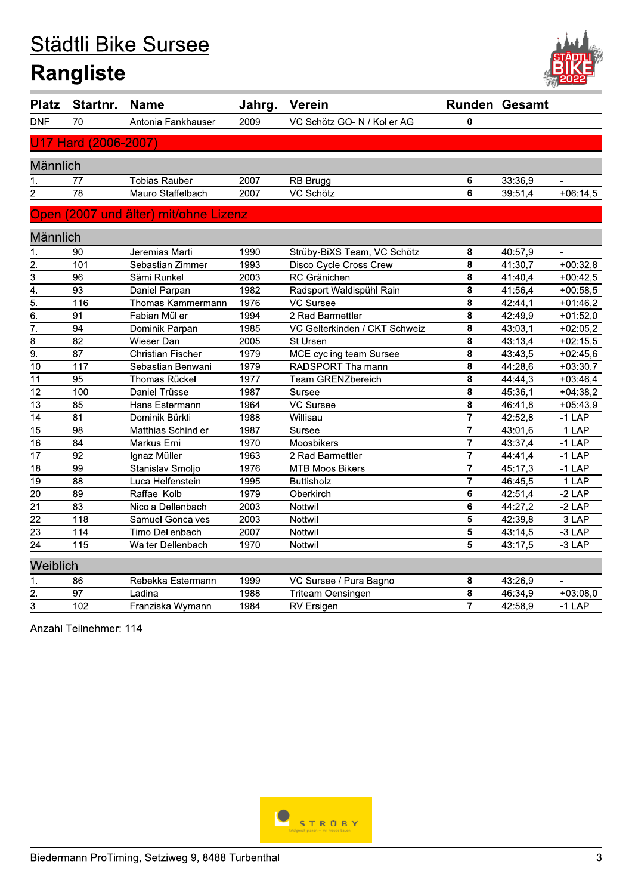# Städtli Bike Sursee

## Rangliste

| Platz | Startnr. | Name | Jahrg. | Verein | Runden | Gesamt | |
|---|---|---|---|---|---|---|---|
| DNF | 70 | Antonia Fankhauser | 2009 | VC Schötz GO-IN / Koller AG | 0 | | |

### U17 Hard (2006-2007)

#### Männlich

| Platz | Startnr. | Name | Jahrg. | Verein | Runden | Gesamt | |
|---|---|---|---|---|---|---|---|
| 1. | 77 | Tobias Rauber | 2007 | RB Brugg | 6 | 33:36,9 | - |
| 2. | 78 | Mauro Staffelbach | 2007 | VC Schötz | 6 | 39:51,4 | +06:14,5 |

### Open (2007 und älter) mit/ohne Lizenz

#### Männlich

| Platz | Startnr. | Name | Jahrg. | Verein | Runden | Gesamt | |
|---|---|---|---|---|---|---|---|
| 1. | 90 | Jeremias Marti | 1990 | Strüby-BiXS Team, VC Schötz | 8 | 40:57,9 | - |
| 2. | 101 | Sebastian Zimmer | 1993 | Disco Cycle Cross Crew | 8 | 41:30,7 | +00:32,8 |
| 3. | 96 | Sämi Runkel | 2003 | RC Gränichen | 8 | 41:40,4 | +00:42,5 |
| 4. | 93 | Daniel Parpan | 1982 | Radsport Waldispühl Rain | 8 | 41:56,4 | +00:58,5 |
| 5. | 116 | Thomas Kammermann | 1976 | VC Sursee | 8 | 42:44,1 | +01:46,2 |
| 6. | 91 | Fabian Müller | 1994 | 2 Rad Barmettler | 8 | 42:49,9 | +01:52,0 |
| 7. | 94 | Dominik Parpan | 1985 | VC Gelterkinden / CKT Schweiz | 8 | 43:03,1 | +02:05,2 |
| 8. | 82 | Wieser Dan | 2005 | St.Ursen | 8 | 43:13,4 | +02:15,5 |
| 9. | 87 | Christian Fischer | 1979 | MCE cycling team Sursee | 8 | 43:43,5 | +02:45,6 |
| 10. | 117 | Sebastian Benwani | 1979 | RADSPORT Thalmann | 8 | 44:28,6 | +03:30,7 |
| 11. | 95 | Thomas Rückel | 1977 | Team GRENZbereich | 8 | 44:44,3 | +03:46,4 |
| 12. | 100 | Daniel Trüssel | 1987 | Sursee | 8 | 45:36,1 | +04:38,2 |
| 13. | 85 | Hans Estermann | 1964 | VC Sursee | 8 | 46:41,8 | +05:43,9 |
| 14. | 81 | Dominik Bürkli | 1988 | Willisau | 7 | 42:52,8 | -1 LAP |
| 15. | 98 | Matthias Schindler | 1987 | Sursee | 7 | 43:01,6 | -1 LAP |
| 16. | 84 | Markus Erni | 1970 | Moosbikers | 7 | 43:37,4 | -1 LAP |
| 17. | 92 | Ignaz Müller | 1963 | 2 Rad Barmettler | 7 | 44:41,4 | -1 LAP |
| 18. | 99 | Stanislav Smoljo | 1976 | MTB Moos Bikers | 7 | 45:17,3 | -1 LAP |
| 19. | 88 | Luca Helfenstein | 1995 | Buttisholz | 7 | 46:45,5 | -1 LAP |
| 20. | 89 | Raffael Kolb | 1979 | Oberkirch | 6 | 42:51,4 | -2 LAP |
| 21. | 83 | Nicola Dellenbach | 2003 | Nottwil | 6 | 44:27,2 | -2 LAP |
| 22. | 118 | Samuel Goncalves | 2003 | Nottwil | 5 | 42:39,8 | -3 LAP |
| 23. | 114 | Timo Dellenbach | 2007 | Nottwil | 5 | 43:14,5 | -3 LAP |
| 24. | 115 | Walter Dellenbach | 1970 | Nottwil | 5 | 43:17,5 | -3 LAP |

#### Weiblich

| Platz | Startnr. | Name | Jahrg. | Verein | Runden | Gesamt | |
|---|---|---|---|---|---|---|---|
| 1. | 86 | Rebekka Estermann | 1999 | VC Sursee / Pura Bagno | 8 | 43:26,9 | - |
| 2. | 97 | Ladina | 1988 | Triteam Oensingen | 8 | 46:34,9 | +03:08,0 |
| 3. | 102 | Franziska Wymann | 1984 | RV Ersigen | 7 | 42:58,9 | -1 LAP |

Anzahl Teilnehmer: 114

Biedermann ProTiming, Setziweg 9, 8488 Turbenthal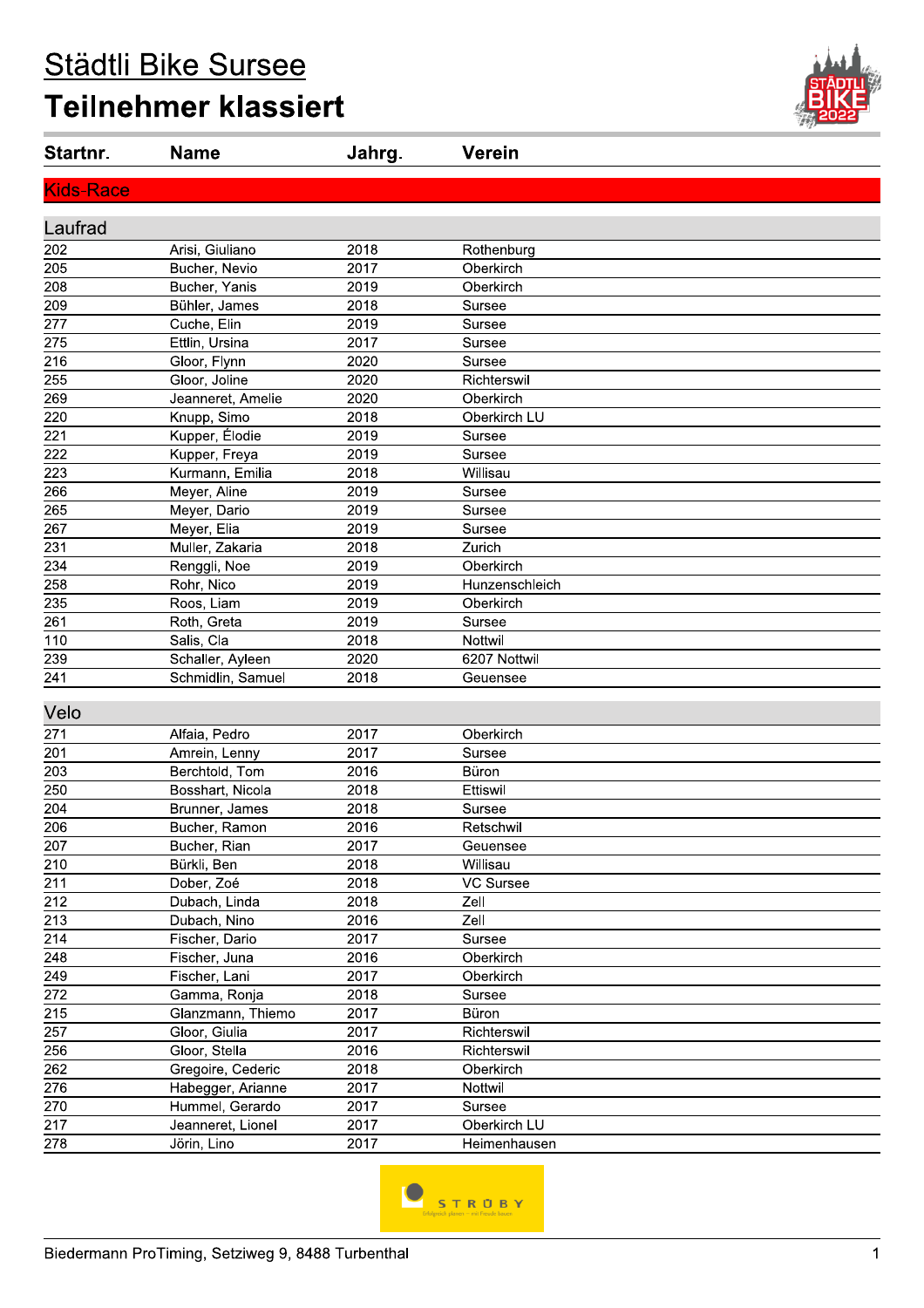# Städtli Bike Sursee

## Teilnehmer klassiert

| Startnr. | Name | Jahrg. | Verein |
|---|---|---|---|

### Kids-Race

#### Laufrad

| Startnr. | Name | Jahrg. | Verein |
|---|---|---|---|
| 202 | Arisi, Giuliano | 2018 | Rothenburg |
| 205 | Bucher, Nevio | 2017 | Oberkirch |
| 208 | Bucher, Yanis | 2019 | Oberkirch |
| 209 | Bühler, James | 2018 | Sursee |
| 277 | Cuche, Elin | 2019 | Sursee |
| 275 | Ettlin, Ursina | 2017 | Sursee |
| 216 | Gloor, Flynn | 2020 | Sursee |
| 255 | Gloor, Joline | 2020 | Richterswil |
| 269 | Jeanneret, Amelie | 2020 | Oberkirch |
| 220 | Knupp, Simo | 2018 | Oberkirch LU |
| 221 | Kupper, Élodie | 2019 | Sursee |
| 222 | Kupper, Freya | 2019 | Sursee |
| 223 | Kurmann, Emilia | 2018 | Willisau |
| 266 | Meyer, Aline | 2019 | Sursee |
| 265 | Meyer, Dario | 2019 | Sursee |
| 267 | Meyer, Elia | 2019 | Sursee |
| 231 | Muller, Zakaria | 2018 | Zurich |
| 234 | Renggli, Noe | 2019 | Oberkirch |
| 258 | Rohr, Nico | 2019 | Hunzenschleich |
| 235 | Roos, Liam | 2019 | Oberkirch |
| 261 | Roth, Greta | 2019 | Sursee |
| 110 | Salis, Cla | 2018 | Nottwil |
| 239 | Schaller, Ayleen | 2020 | 6207 Nottwil |
| 241 | Schmidlin, Samuel | 2018 | Geuensee |

#### Velo

| Startnr. | Name | Jahrg. | Verein |
|---|---|---|---|
| 271 | Alfaia, Pedro | 2017 | Oberkirch |
| 201 | Amrein, Lenny | 2017 | Sursee |
| 203 | Berchtold, Tom | 2016 | Büron |
| 250 | Bosshart, Nicola | 2018 | Ettiswil |
| 204 | Brunner, James | 2018 | Sursee |
| 206 | Bucher, Ramon | 2016 | Retschwil |
| 207 | Bucher, Rian | 2017 | Geuensee |
| 210 | Bürkli, Ben | 2018 | Willisau |
| 211 | Dober, Zoé | 2018 | VC Sursee |
| 212 | Dubach, Linda | 2018 | Zell |
| 213 | Dubach, Nino | 2016 | Zell |
| 214 | Fischer, Dario | 2017 | Sursee |
| 248 | Fischer, Juna | 2016 | Oberkirch |
| 249 | Fischer, Lani | 2017 | Oberkirch |
| 272 | Gamma, Ronja | 2018 | Sursee |
| 215 | Glanzmann, Thiemo | 2017 | Büron |
| 257 | Gloor, Giulia | 2017 | Richterswil |
| 256 | Gloor, Stella | 2016 | Richterswil |
| 262 | Gregoire, Cederic | 2018 | Oberkirch |
| 276 | Habegger, Arianne | 2017 | Nottwil |
| 270 | Hummel, Gerardo | 2017 | Sursee |
| 217 | Jeanneret, Lionel | 2017 | Oberkirch LU |
| 278 | Jörin, Lino | 2017 | Heimenhausen |

Biedermann ProTiming, Setziweg 9, 8488 Turbenthal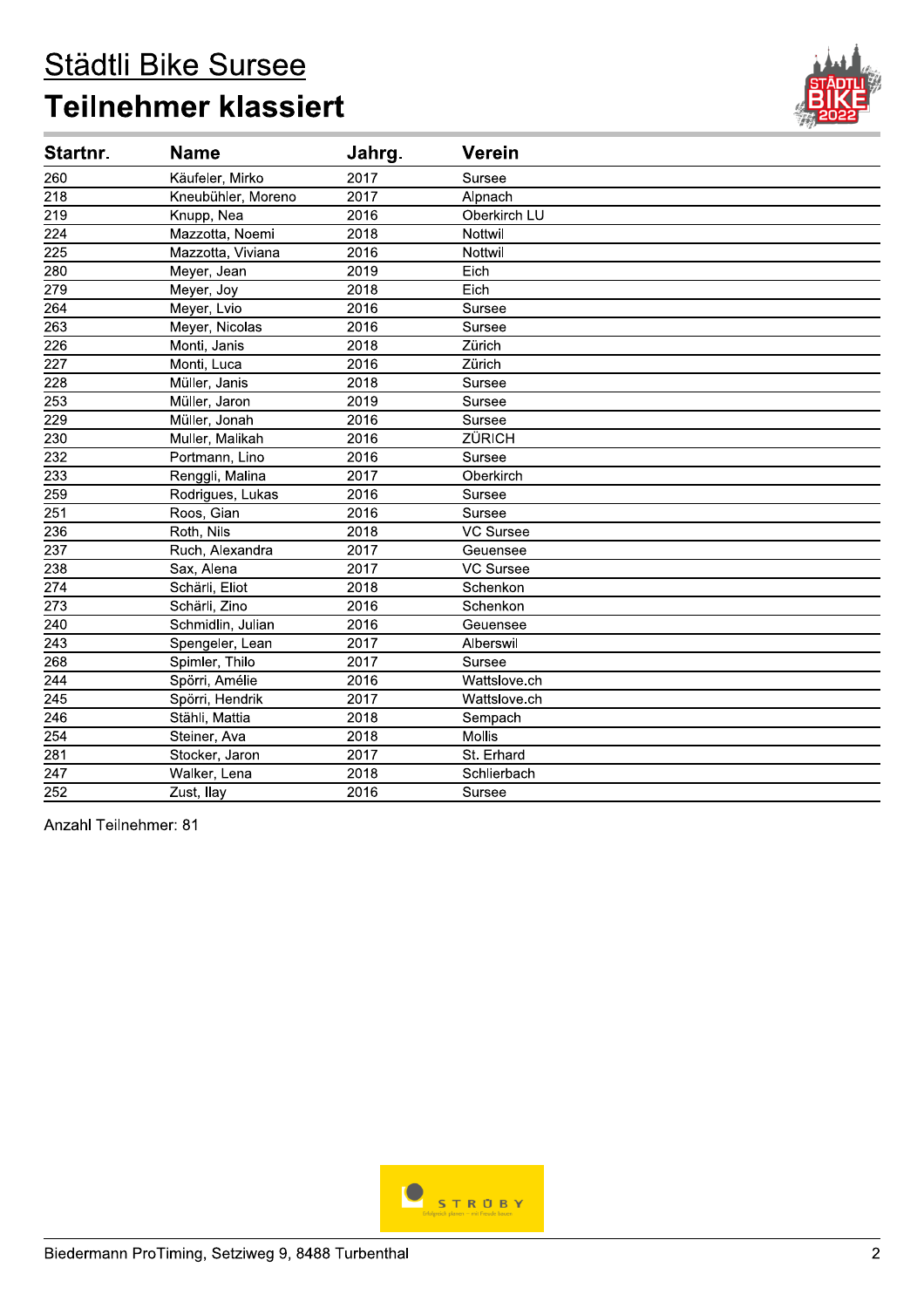# Städtli Bike Sursee

## Teilnehmer klassiert

| Startnr. | Name | Jahrg. | Verein |
|---|---|---|---|
| 260 | Käufeler, Mirko | 2017 | Sursee |
| 218 | Kneubühler, Moreno | 2017 | Alpnach |
| 219 | Knupp, Nea | 2016 | Oberkirch LU |
| 224 | Mazzotta, Noemi | 2018 | Nottwil |
| 225 | Mazzotta, Viviana | 2016 | Nottwil |
| 280 | Meyer, Jean | 2019 | Eich |
| 279 | Meyer, Joy | 2018 | Eich |
| 264 | Meyer, Lvio | 2016 | Sursee |
| 263 | Meyer, Nicolas | 2016 | Sursee |
| 226 | Monti, Janis | 2018 | Zürich |
| 227 | Monti, Luca | 2016 | Zürich |
| 228 | Müller, Janis | 2018 | Sursee |
| 253 | Müller, Jaron | 2019 | Sursee |
| 229 | Müller, Jonah | 2016 | Sursee |
| 230 | Muller, Malikah | 2016 | ZÜRICH |
| 232 | Portmann, Lino | 2016 | Sursee |
| 233 | Renggli, Malina | 2017 | Oberkirch |
| 259 | Rodrigues, Lukas | 2016 | Sursee |
| 251 | Roos, Gian | 2016 | Sursee |
| 236 | Roth, Nils | 2018 | VC Sursee |
| 237 | Ruch, Alexandra | 2017 | Geuensee |
| 238 | Sax, Alena | 2017 | VC Sursee |
| 274 | Schärli, Eliot | 2018 | Schenkon |
| 273 | Schärli, Zino | 2016 | Schenkon |
| 240 | Schmidlin, Julian | 2016 | Geuensee |
| 243 | Spengeler, Lean | 2017 | Alberswil |
| 268 | Spimler, Thilo | 2017 | Sursee |
| 244 | Spörri, Amélie | 2016 | Wattslove.ch |
| 245 | Spörri, Hendrik | 2017 | Wattslove.ch |
| 246 | Stähli, Mattia | 2018 | Sempach |
| 254 | Steiner, Ava | 2018 | Mollis |
| 281 | Stocker, Jaron | 2017 | St. Erhard |
| 247 | Walker, Lena | 2018 | Schlierbach |
| 252 | Zust, Ilay | 2016 | Sursee |

Anzahl Teilnehmer: 81

Biedermann ProTiming, Setziweg 9, 8488 Turbenthal